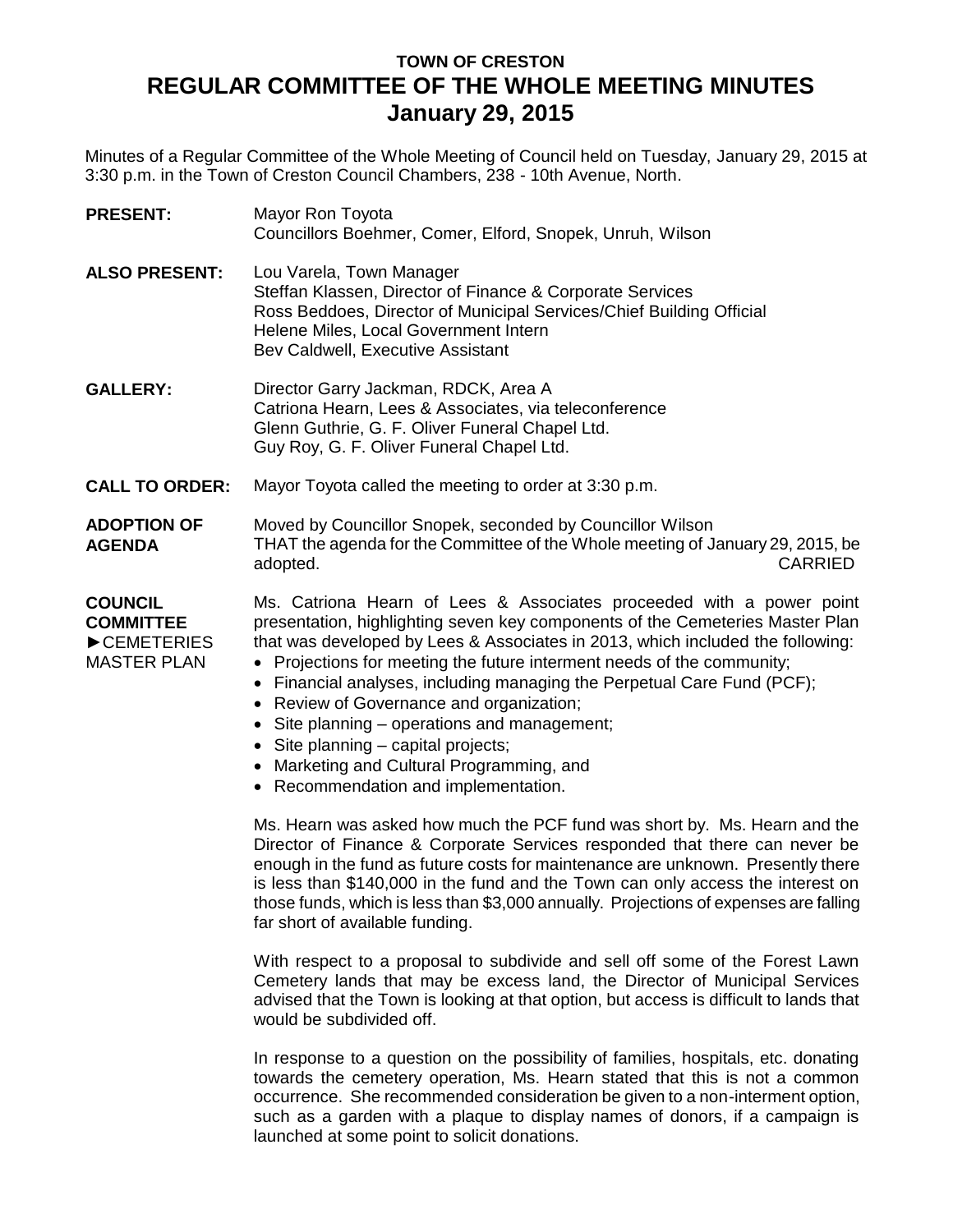# TOWN OF CRESTON
## REGULAR COMMITTEE OF THE WHOLE MEETING MINUTES
## January 29, 2015

Minutes of a Regular Committee of the Whole Meeting of Council held on Tuesday, January 29, 2015 at 3:30 p.m. in the Town of Creston Council Chambers, 238 - 10th Avenue, North.

**PRESENT:** Mayor Ron Toyota
Councillors Boehmer, Comer, Elford, Snopek, Unruh, Wilson

**ALSO PRESENT:** Lou Varela, Town Manager
Steffan Klassen, Director of Finance & Corporate Services
Ross Beddoes, Director of Municipal Services/Chief Building Official
Helene Miles, Local Government Intern
Bev Caldwell, Executive Assistant

**GALLERY:** Director Garry Jackman, RDCK, Area A
Catriona Hearn, Lees & Associates, via teleconference
Glenn Guthrie, G. F. Oliver Funeral Chapel Ltd.
Guy Roy, G. F. Oliver Funeral Chapel Ltd.

**CALL TO ORDER:** Mayor Toyota called the meeting to order at 3:30 p.m.

**ADOPTION OF AGENDA**

Moved by Councillor Snopek, seconded by Councillor Wilson
THAT the agenda for the Committee of the Whole meeting of January 29, 2015, be adopted. CARRIED

**COUNCIL COMMITTEE**
**►CEMETERIES MASTER PLAN**

Ms. Catriona Hearn of Lees & Associates proceeded with a power point presentation, highlighting seven key components of the Cemeteries Master Plan that was developed by Lees & Associates in 2013, which included the following:

- Projections for meeting the future interment needs of the community;
- Financial analyses, including managing the Perpetual Care Fund (PCF);
- Review of Governance and organization;
- Site planning – operations and management;
- Site planning – capital projects;
- Marketing and Cultural Programming, and
- Recommendation and implementation.

Ms. Hearn was asked how much the PCF fund was short by. Ms. Hearn and the Director of Finance & Corporate Services responded that there can never be enough in the fund as future costs for maintenance are unknown. Presently there is less than $140,000 in the fund and the Town can only access the interest on those funds, which is less than $3,000 annually. Projections of expenses are falling far short of available funding.

With respect to a proposal to subdivide and sell off some of the Forest Lawn Cemetery lands that may be excess land, the Director of Municipal Services advised that the Town is looking at that option, but access is difficult to lands that would be subdivided off.

In response to a question on the possibility of families, hospitals, etc. donating towards the cemetery operation, Ms. Hearn stated that this is not a common occurrence. She recommended consideration be given to a non-interment option, such as a garden with a plaque to display names of donors, if a campaign is launched at some point to solicit donations.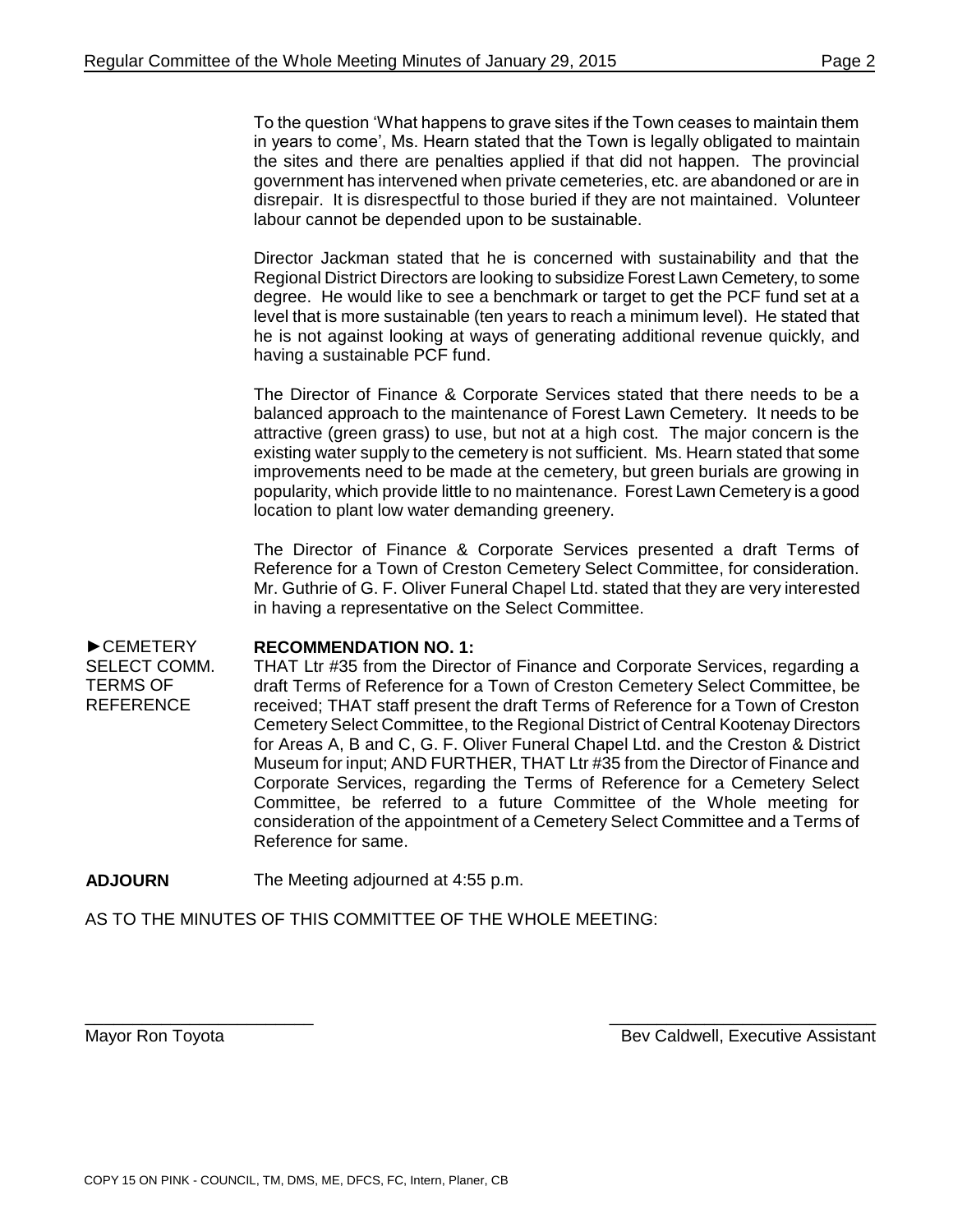To the question 'What happens to grave sites if the Town ceases to maintain them in years to come', Ms. Hearn stated that the Town is legally obligated to maintain the sites and there are penalties applied if that did not happen. The provincial government has intervened when private cemeteries, etc. are abandoned or are in disrepair. It is disrespectful to those buried if they are not maintained. Volunteer labour cannot be depended upon to be sustainable.

Director Jackman stated that he is concerned with sustainability and that the Regional District Directors are looking to subsidize Forest Lawn Cemetery, to some degree. He would like to see a benchmark or target to get the PCF fund set at a level that is more sustainable (ten years to reach a minimum level). He stated that he is not against looking at ways of generating additional revenue quickly, and having a sustainable PCF fund.

The Director of Finance & Corporate Services stated that there needs to be a balanced approach to the maintenance of Forest Lawn Cemetery. It needs to be attractive (green grass) to use, but not at a high cost. The major concern is the existing water supply to the cemetery is not sufficient. Ms. Hearn stated that some improvements need to be made at the cemetery, but green burials are growing in popularity, which provide little to no maintenance. Forest Lawn Cemetery is a good location to plant low water demanding greenery.

The Director of Finance & Corporate Services presented a draft Terms of Reference for a Town of Creston Cemetery Select Committee, for consideration. Mr. Guthrie of G. F. Oliver Funeral Chapel Ltd. stated that they are very interested in having a representative on the Select Committee.

►CEMETERY SELECT COMM. TERMS OF REFERENCE

**RECOMMENDATION NO. 1:**
THAT Ltr #35 from the Director of Finance and Corporate Services, regarding a draft Terms of Reference for a Town of Creston Cemetery Select Committee, be received; THAT staff present the draft Terms of Reference for a Town of Creston Cemetery Select Committee, to the Regional District of Central Kootenay Directors for Areas A, B and C, G. F. Oliver Funeral Chapel Ltd. and the Creston & District Museum for input; AND FURTHER, THAT Ltr #35 from the Director of Finance and Corporate Services, regarding the Terms of Reference for a Cemetery Select Committee, be referred to a future Committee of the Whole meeting for consideration of the appointment of a Cemetery Select Committee and a Terms of Reference for same.

**ADJOURN** The Meeting adjourned at 4:55 p.m.

AS TO THE MINUTES OF THIS COMMITTEE OF THE WHOLE MEETING:

\_\_\_\_\_\_\_\_\_\_\_\_\_\_\_\_\_\_\_\_\_\_\_\_
Mayor Ron Toyota

\_\_\_\_\_\_\_\_\_\_\_\_\_\_\_\_\_\_\_\_\_\_\_\_
Bev Caldwell, Executive Assistant

COPY 15 ON PINK - COUNCIL, TM, DMS, ME, DFCS, FC, Intern, Planer, CB